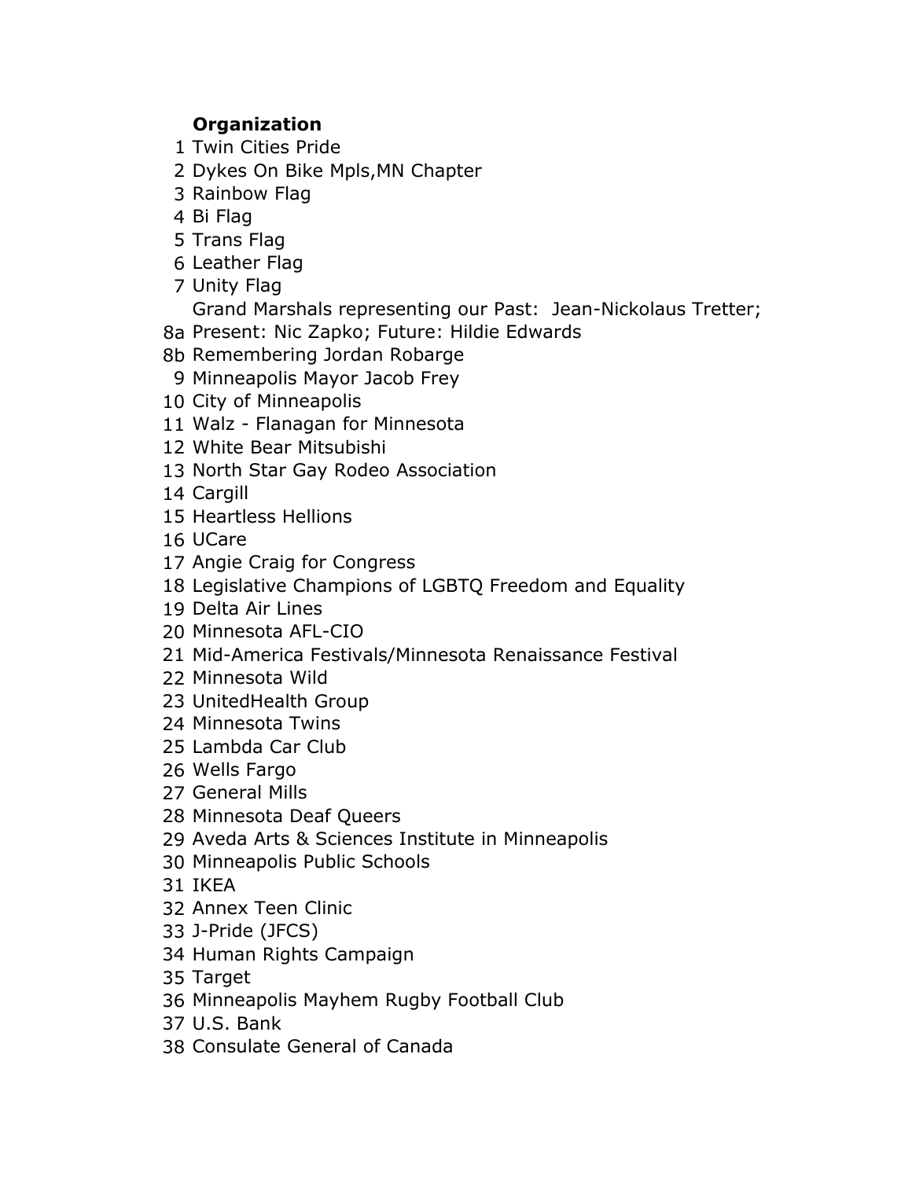| | **Organization** |
|---|---|
| 1 | Twin Cities Pride |
| 2 | Dykes On Bike Mpls,MN Chapter |
| 3 | Rainbow Flag |
| 4 | Bi Flag |
| 5 | Trans Flag |
| 6 | Leather Flag |
| 7 | Unity Flag |
| 8a | Grand Marshals representing our Past: Jean-Nickolaus Tretter; Present: Nic Zapko; Future: Hildie Edwards |
| 8b | Remembering Jordan Robarge |
| 9 | Minneapolis Mayor Jacob Frey |
| 10 | City of Minneapolis |
| 11 | Walz - Flanagan for Minnesota |
| 12 | White Bear Mitsubishi |
| 13 | North Star Gay Rodeo Association |
| 14 | Cargill |
| 15 | Heartless Hellions |
| 16 | UCare |
| 17 | Angie Craig for Congress |
| 18 | Legislative Champions of LGBTQ Freedom and Equality |
| 19 | Delta Air Lines |
| 20 | Minnesota AFL-CIO |
| 21 | Mid-America Festivals/Minnesota Renaissance Festival |
| 22 | Minnesota Wild |
| 23 | UnitedHealth Group |
| 24 | Minnesota Twins |
| 25 | Lambda Car Club |
| 26 | Wells Fargo |
| 27 | General Mills |
| 28 | Minnesota Deaf Queers |
| 29 | Aveda Arts & Sciences Institute in Minneapolis |
| 30 | Minneapolis Public Schools |
| 31 | IKEA |
| 32 | Annex Teen Clinic |
| 33 | J-Pride (JFCS) |
| 34 | Human Rights Campaign |
| 35 | Target |
| 36 | Minneapolis Mayhem Rugby Football Club |
| 37 | U.S. Bank |
| 38 | Consulate General of Canada |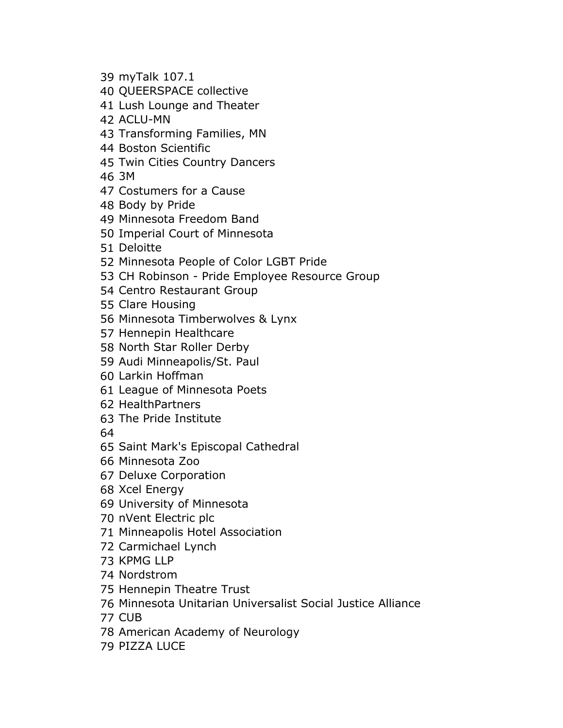39 myTalk 107.1
40 QUEERSPACE collective
41 Lush Lounge and Theater
42 ACLU-MN
43 Transforming Families, MN
44 Boston Scientific
45 Twin Cities Country Dancers
46 3M
47 Costumers for a Cause
48 Body by Pride
49 Minnesota Freedom Band
50 Imperial Court of Minnesota
51 Deloitte
52 Minnesota People of Color LGBT Pride
53 CH Robinson - Pride Employee Resource Group
54 Centro Restaurant Group
55 Clare Housing
56 Minnesota Timberwolves & Lynx
57 Hennepin Healthcare
58 North Star Roller Derby
59 Audi Minneapolis/St. Paul
60 Larkin Hoffman
61 League of Minnesota Poets
62 HealthPartners
63 The Pride Institute
64
65 Saint Mark's Episcopal Cathedral
66 Minnesota Zoo
67 Deluxe Corporation
68 Xcel Energy
69 University of Minnesota
70 nVent Electric plc
71 Minneapolis Hotel Association
72 Carmichael Lynch
73 KPMG LLP
74 Nordstrom
75 Hennepin Theatre Trust
76 Minnesota Unitarian Universalist Social Justice Alliance
77 CUB
78 American Academy of Neurology
79 PIZZA LUCE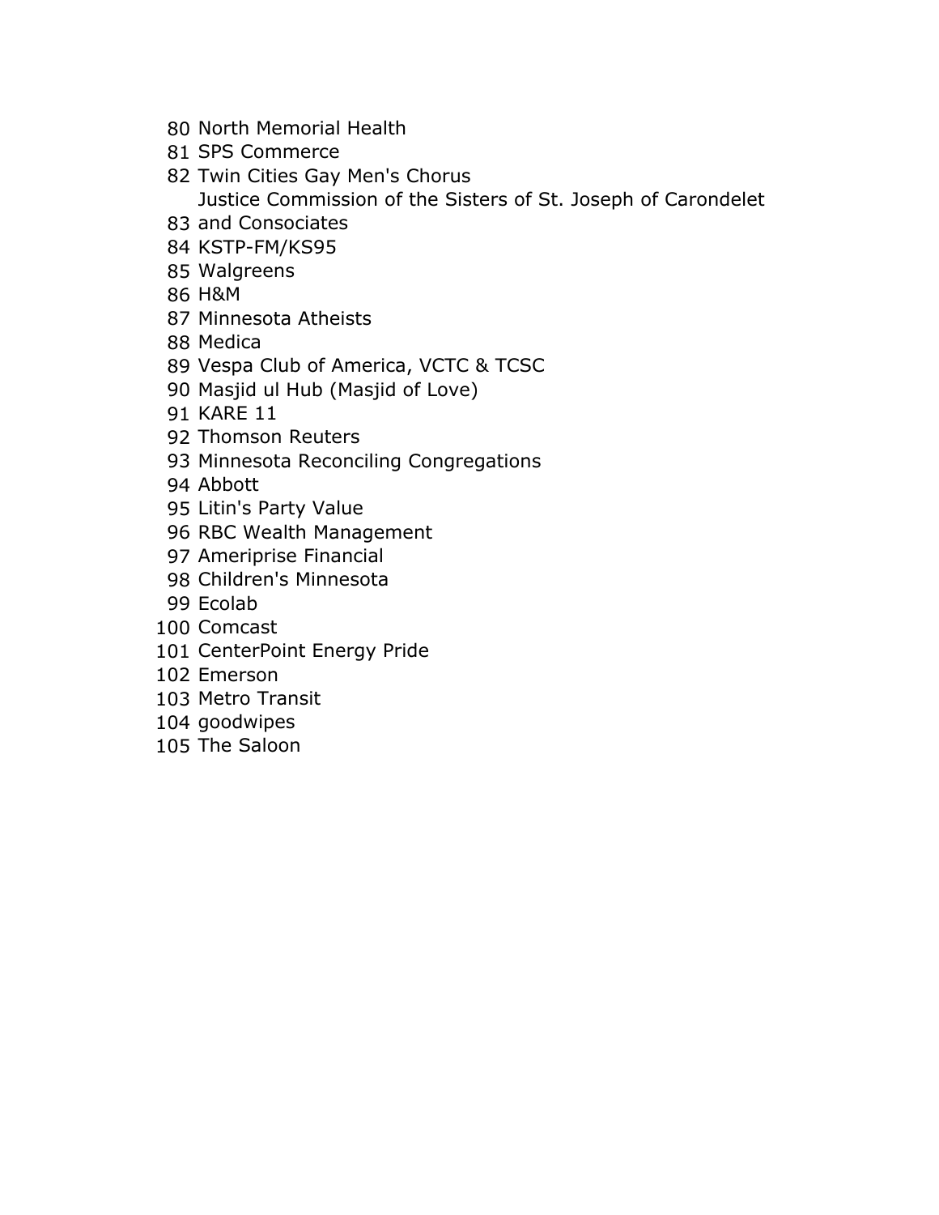80 North Memorial Health
81 SPS Commerce
82 Twin Cities Gay Men's Chorus
83 Justice Commission of the Sisters of St. Joseph of Carondelet and Consociates
84 KSTP-FM/KS95
85 Walgreens
86 H&M
87 Minnesota Atheists
88 Medica
89 Vespa Club of America, VCTC & TCSC
90 Masjid ul Hub (Masjid of Love)
91 KARE 11
92 Thomson Reuters
93 Minnesota Reconciling Congregations
94 Abbott
95 Litin's Party Value
96 RBC Wealth Management
97 Ameriprise Financial
98 Children's Minnesota
99 Ecolab
100 Comcast
101 CenterPoint Energy Pride
102 Emerson
103 Metro Transit
104 goodwipes
105 The Saloon